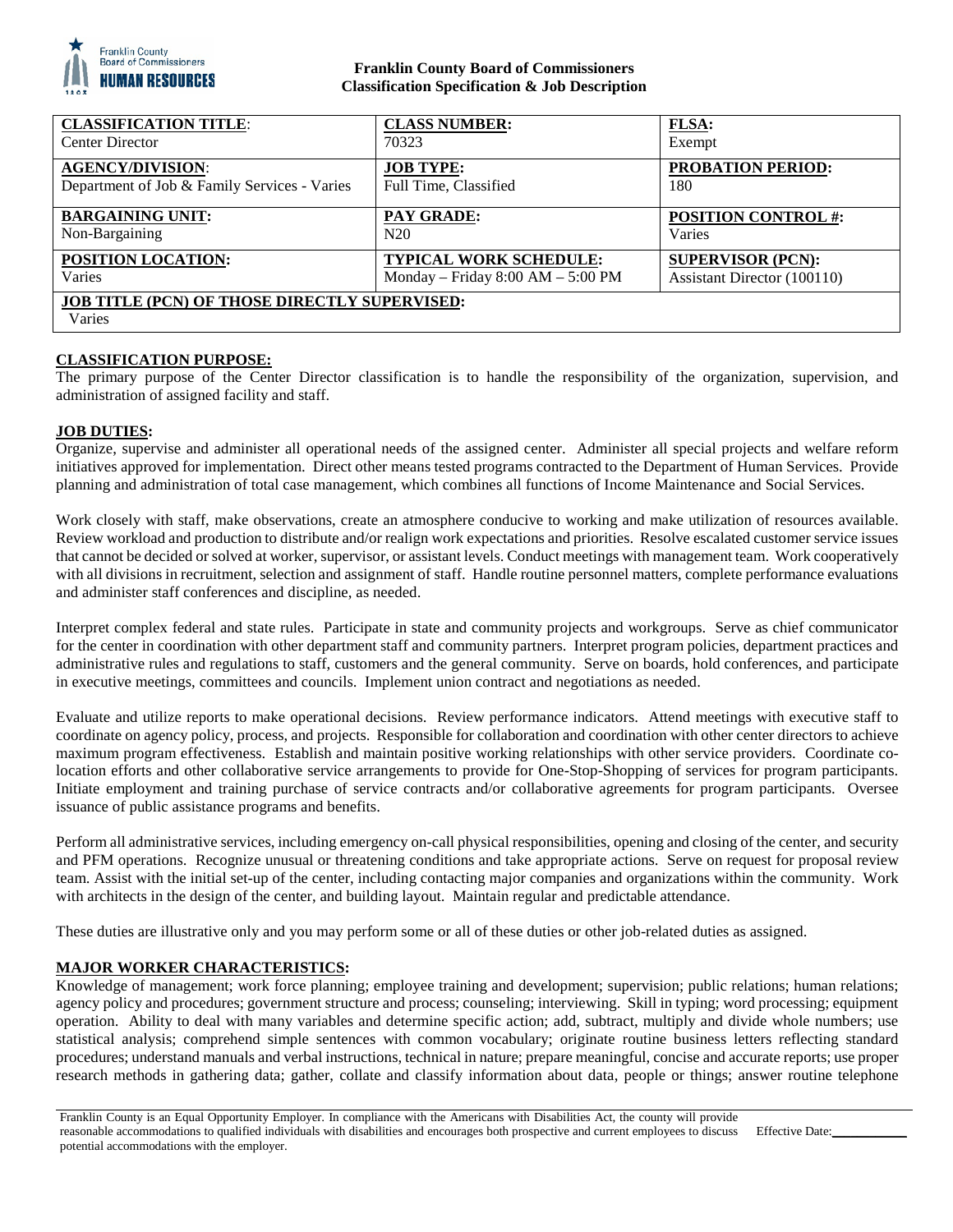**Franklin County Board of Commissioners**
**Classification Specification & Job Description**

| **CLASSIFICATION TITLE**: Center Director | **CLASS NUMBER:** 70323 | **FLSA:** Exempt |
|---|---|---|
| **AGENCY/DIVISION**: Department of Job & Family Services - Varies | **JOB TYPE:** Full Time, Classified | **PROBATION PERIOD:** 180 |
| **BARGAINING UNIT:** Non-Bargaining | **PAY GRADE:** N20 | **POSITION CONTROL #:** Varies |
| **POSITION LOCATION:** Varies | **TYPICAL WORK SCHEDULE:** Monday – Friday 8:00 AM – 5:00 PM | **SUPERVISOR (PCN):** Assistant Director (100110) |
| **JOB TITLE (PCN) OF THOSE DIRECTLY SUPERVISED:** Varies | | |

## CLASSIFICATION PURPOSE:

The primary purpose of the Center Director classification is to handle the responsibility of the organization, supervision, and administration of assigned facility and staff.

## JOB DUTIES:

Organize, supervise and administer all operational needs of the assigned center. Administer all special projects and welfare reform initiatives approved for implementation. Direct other means tested programs contracted to the Department of Human Services. Provide planning and administration of total case management, which combines all functions of Income Maintenance and Social Services.

Work closely with staff, make observations, create an atmosphere conducive to working and make utilization of resources available. Review workload and production to distribute and/or realign work expectations and priorities. Resolve escalated customer service issues that cannot be decided or solved at worker, supervisor, or assistant levels. Conduct meetings with management team. Work cooperatively with all divisions in recruitment, selection and assignment of staff. Handle routine personnel matters, complete performance evaluations and administer staff conferences and discipline, as needed.

Interpret complex federal and state rules. Participate in state and community projects and workgroups. Serve as chief communicator for the center in coordination with other department staff and community partners. Interpret program policies, department practices and administrative rules and regulations to staff, customers and the general community. Serve on boards, hold conferences, and participate in executive meetings, committees and councils. Implement union contract and negotiations as needed.

Evaluate and utilize reports to make operational decisions. Review performance indicators. Attend meetings with executive staff to coordinate on agency policy, process, and projects. Responsible for collaboration and coordination with other center directors to achieve maximum program effectiveness. Establish and maintain positive working relationships with other service providers. Coordinate co-location efforts and other collaborative service arrangements to provide for One-Stop-Shopping of services for program participants. Initiate employment and training purchase of service contracts and/or collaborative agreements for program participants. Oversee issuance of public assistance programs and benefits.

Perform all administrative services, including emergency on-call physical responsibilities, opening and closing of the center, and security and PFM operations. Recognize unusual or threatening conditions and take appropriate actions. Serve on request for proposal review team. Assist with the initial set-up of the center, including contacting major companies and organizations within the community. Work with architects in the design of the center, and building layout. Maintain regular and predictable attendance.

These duties are illustrative only and you may perform some or all of these duties or other job-related duties as assigned.

## MAJOR WORKER CHARACTERISTICS:

Knowledge of management; work force planning; employee training and development; supervision; public relations; human relations; agency policy and procedures; government structure and process; counseling; interviewing. Skill in typing; word processing; equipment operation. Ability to deal with many variables and determine specific action; add, subtract, multiply and divide whole numbers; use statistical analysis; comprehend simple sentences with common vocabulary; originate routine business letters reflecting standard procedures; understand manuals and verbal instructions, technical in nature; prepare meaningful, concise and accurate reports; use proper research methods in gathering data; gather, collate and classify information about data, people or things; answer routine telephone

Franklin County is an Equal Opportunity Employer. In compliance with the Americans with Disabilities Act, the county will provide reasonable accommodations to qualified individuals with disabilities and encourages both prospective and current employees to discuss potential accommodations with the employer. Effective Date:___________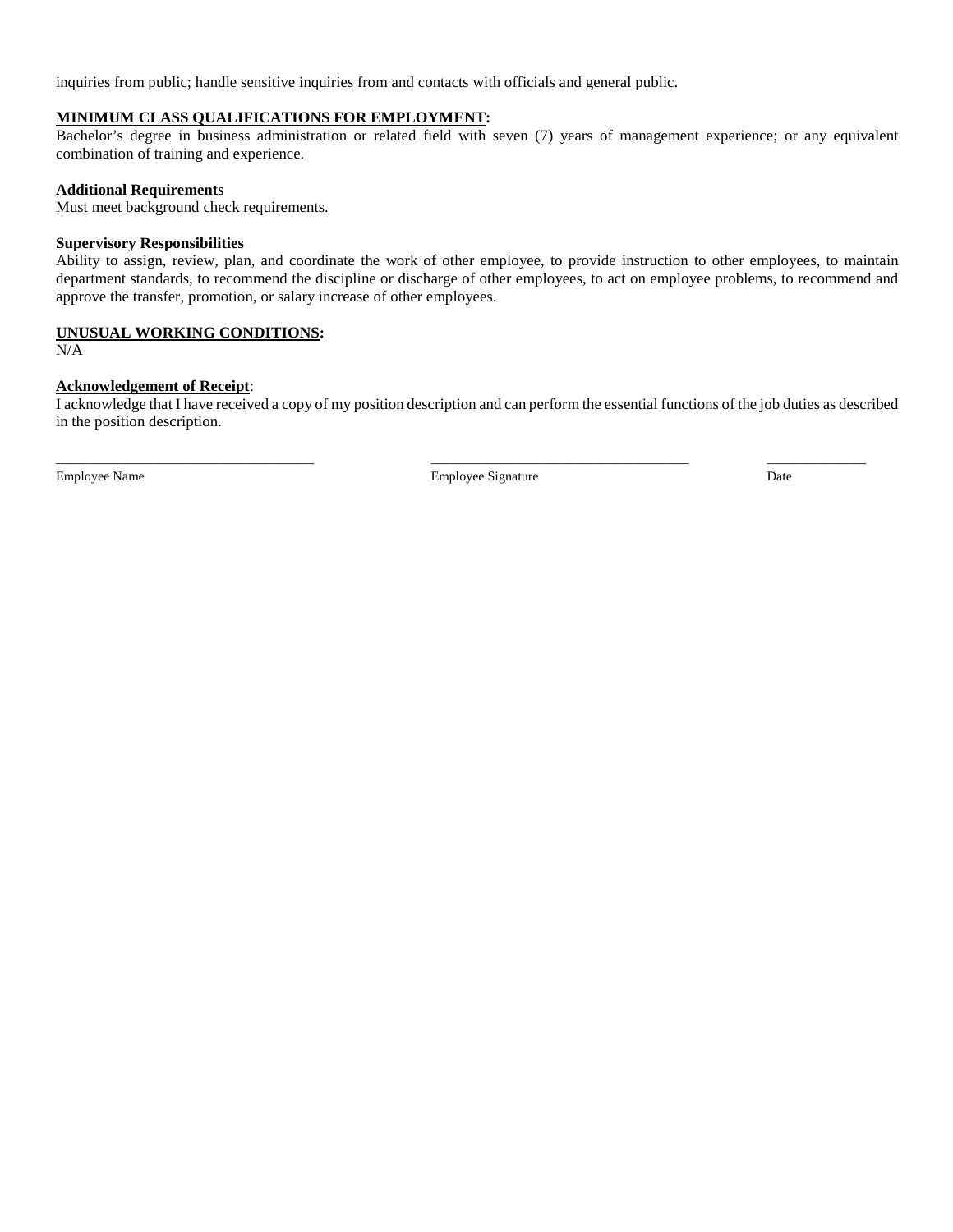inquiries from public; handle sensitive inquiries from and contacts with officials and general public.

**MINIMUM CLASS QUALIFICATIONS FOR EMPLOYMENT:**

Bachelor's degree in business administration or related field with seven (7) years of management experience; or any equivalent combination of training and experience.

**Additional Requirements**

Must meet background check requirements.

**Supervisory Responsibilities**

Ability to assign, review, plan, and coordinate the work of other employee, to provide instruction to other employees, to maintain department standards, to recommend the discipline or discharge of other employees, to act on employee problems, to recommend and approve the transfer, promotion, or salary increase of other employees.

**UNUSUAL WORKING CONDITIONS:**

N/A

**Acknowledgement of Receipt**:

I acknowledge that I have received a copy of my position description and can perform the essential functions of the job duties as described in the position description.

| | | |
|---|---|---|
| ____________________________________ | ____________________________________ | ______________ |
| Employee Name | Employee Signature | Date |